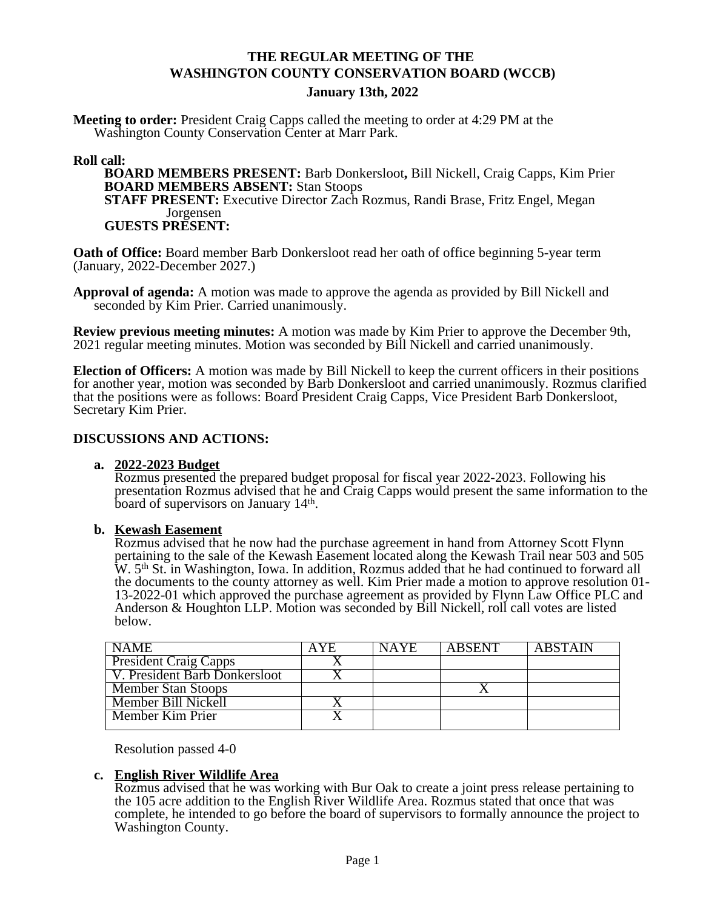# THE REGULAR MEETING OF THE WASHINGTON COUNTY CONSERVATION BOARD (WCCB)

**January 13th, 2022**

**Meeting to order:** President Craig Capps called the meeting to order at 4:29 PM at the Washington County Conservation Center at Marr Park.

**Roll call:**

**BOARD MEMBERS PRESENT:** Barb Donkersloot**,** Bill Nickell, Craig Capps, Kim Prier
**BOARD MEMBERS ABSENT:** Stan Stoops
**STAFF PRESENT:** Executive Director Zach Rozmus, Randi Brase, Fritz Engel, Megan Jorgensen
**GUESTS PRESENT:**

**Oath of Office:** Board member Barb Donkersloot read her oath of office beginning 5-year term (January, 2022-December 2027.)

**Approval of agenda:** A motion was made to approve the agenda as provided by Bill Nickell and seconded by Kim Prier. Carried unanimously.

**Review previous meeting minutes:** A motion was made by Kim Prier to approve the December 9th, 2021 regular meeting minutes. Motion was seconded by Bill Nickell and carried unanimously.

**Election of Officers:** A motion was made by Bill Nickell to keep the current officers in their positions for another year, motion was seconded by Barb Donkersloot and carried unanimously. Rozmus clarified that the positions were as follows: Board President Craig Capps, Vice President Barb Donkersloot, Secretary Kim Prier.

## DISCUSSIONS AND ACTIONS:

**a. 2022-2023 Budget**

Rozmus presented the prepared budget proposal for fiscal year 2022-2023. Following his presentation Rozmus advised that he and Craig Capps would present the same information to the board of supervisors on January 14th.

**b. Kewash Easement**

Rozmus advised that he now had the purchase agreement in hand from Attorney Scott Flynn pertaining to the sale of the Kewash Easement located along the Kewash Trail near 503 and 505 W. 5th St. in Washington, Iowa. In addition, Rozmus added that he had continued to forward all the documents to the county attorney as well. Kim Prier made a motion to approve resolution 01-13-2022-01 which approved the purchase agreement as provided by Flynn Law Office PLC and Anderson & Houghton LLP. Motion was seconded by Bill Nickell, roll call votes are listed below.

| NAME | AYE | NAYE | ABSENT | ABSTAIN |
|---|---|---|---|---|
| President Craig Capps | X | | | |
| V. President Barb Donkersloot | X | | | |
| Member Stan Stoops | | | X | |
| Member Bill Nickell | X | | | |
| Member Kim Prier | X | | | |

Resolution passed 4-0

**c. English River Wildlife Area**

Rozmus advised that he was working with Bur Oak to create a joint press release pertaining to the 105 acre addition to the English River Wildlife Area. Rozmus stated that once that was complete, he intended to go before the board of supervisors to formally announce the project to Washington County.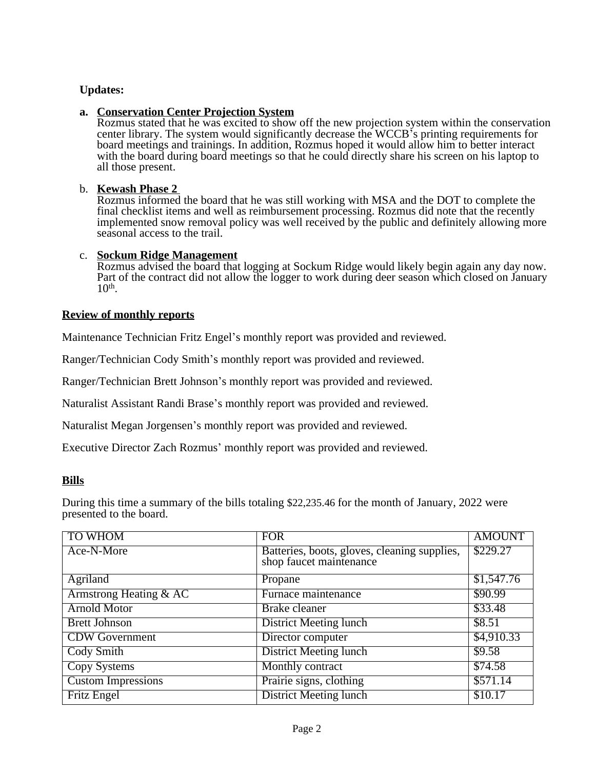**Updates:**

**a. Conservation Center Projection System**
Rozmus stated that he was excited to show off the new projection system within the conservation center library. The system would significantly decrease the WCCB's printing requirements for board meetings and trainings. In addition, Rozmus hoped it would allow him to better interact with the board during board meetings so that he could directly share his screen on his laptop to all those present.

b. **Kewash Phase 2**
Rozmus informed the board that he was still working with MSA and the DOT to complete the final checklist items and well as reimbursement processing. Rozmus did note that the recently implemented snow removal policy was well received by the public and definitely allowing more seasonal access to the trail.

c. **Sockum Ridge Management**
Rozmus advised the board that logging at Sockum Ridge would likely begin again any day now. Part of the contract did not allow the logger to work during deer season which closed on January 10th.

**Review of monthly reports**

Maintenance Technician Fritz Engel's monthly report was provided and reviewed.

Ranger/Technician Cody Smith's monthly report was provided and reviewed.

Ranger/Technician Brett Johnson's monthly report was provided and reviewed.

Naturalist Assistant Randi Brase's monthly report was provided and reviewed.

Naturalist Megan Jorgensen's monthly report was provided and reviewed.

Executive Director Zach Rozmus' monthly report was provided and reviewed.

**Bills**

During this time a summary of the bills totaling $22,235.46 for the month of January, 2022 were presented to the board.

| TO WHOM | FOR | AMOUNT |
|---|---|---|
| Ace-N-More | Batteries, boots, gloves, cleaning supplies, shop faucet maintenance | $229.27 |
| Agriland | Propane | $1,547.76 |
| Armstrong Heating & AC | Furnace maintenance | $90.99 |
| Arnold Motor | Brake cleaner | $33.48 |
| Brett Johnson | District Meeting lunch | $8.51 |
| CDW Government | Director computer | $4,910.33 |
| Cody Smith | District Meeting lunch | $9.58 |
| Copy Systems | Monthly contract | $74.58 |
| Custom Impressions | Prairie signs, clothing | $571.14 |
| Fritz Engel | District Meeting lunch | $10.17 |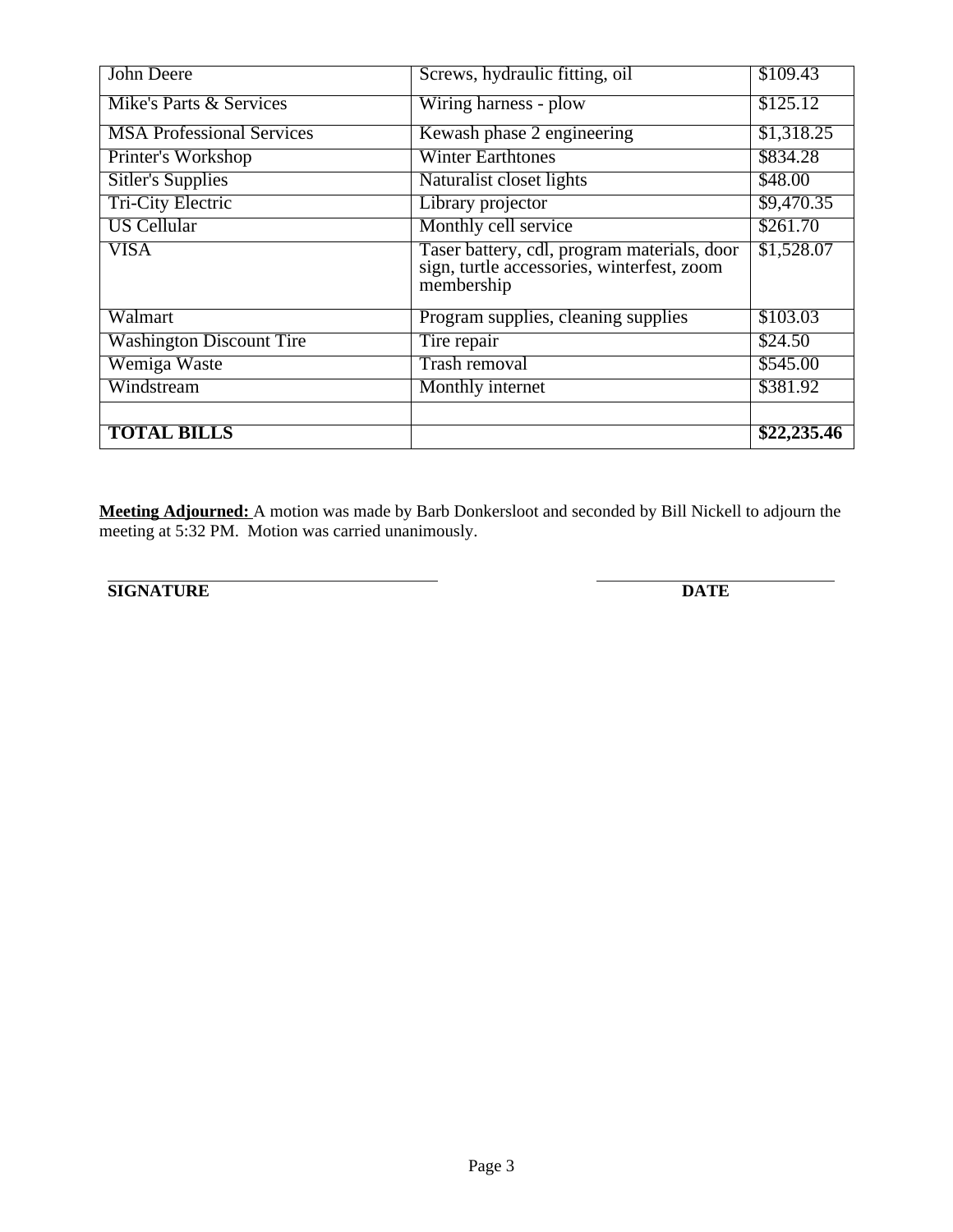| | | |
|---|---|---|
| John Deere | Screws, hydraulic fitting, oil | $109.43 |
| Mike's Parts & Services | Wiring harness - plow | $125.12 |
| MSA Professional Services | Kewash phase 2 engineering | $1,318.25 |
| Printer's Workshop | Winter Earthtones | $834.28 |
| Sitler's Supplies | Naturalist closet lights | $48.00 |
| Tri-City Electric | Library projector | $9,470.35 |
| US Cellular | Monthly cell service | $261.70 |
| VISA | Taser battery, cdl, program materials, door sign, turtle accessories, winterfest, zoom membership | $1,528.07 |
| Walmart | Program supplies, cleaning supplies | $103.03 |
| Washington Discount Tire | Tire repair | $24.50 |
| Wemiga Waste | Trash removal | $545.00 |
| Windstream | Monthly internet | $381.92 |
| | | |
| **TOTAL BILLS** | | **$22,235.46** |

**Meeting Adjourned:** A motion was made by Barb Donkersloot and seconded by Bill Nickell to adjourn the meeting at 5:32 PM. Motion was carried unanimously.

**SIGNATURE** **DATE**